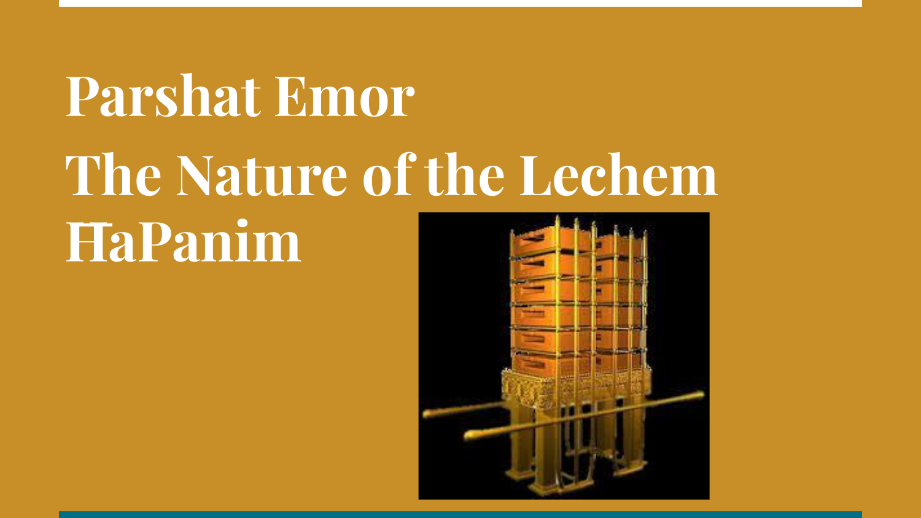# Parshat Emor
# The Nature of the Lechem HaPanim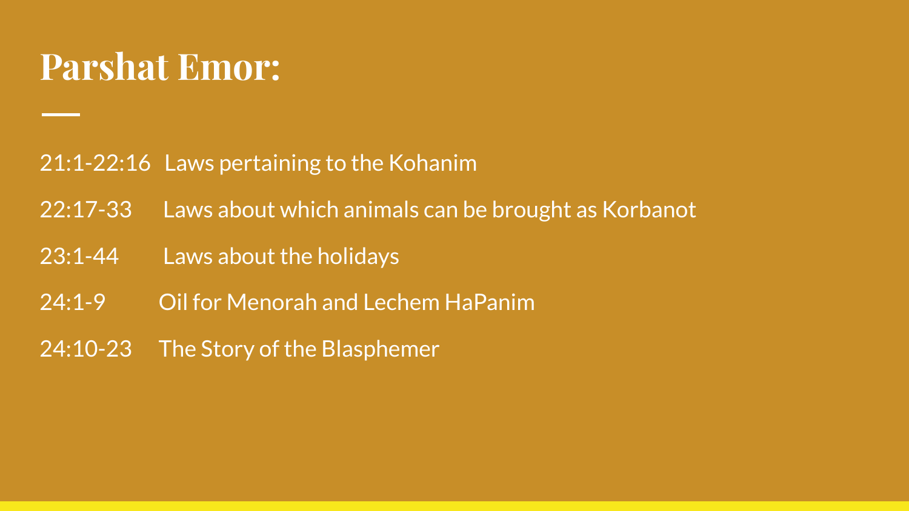# Parshat Emor:

21:1-22:16 Laws pertaining to the Kohanim

22:17-33 Laws about which animals can be brought as Korbanot

23:1-44 Laws about the holidays

24:1-9 Oil for Menorah and Lechem HaPanim

24:10-23 The Story of the Blasphemer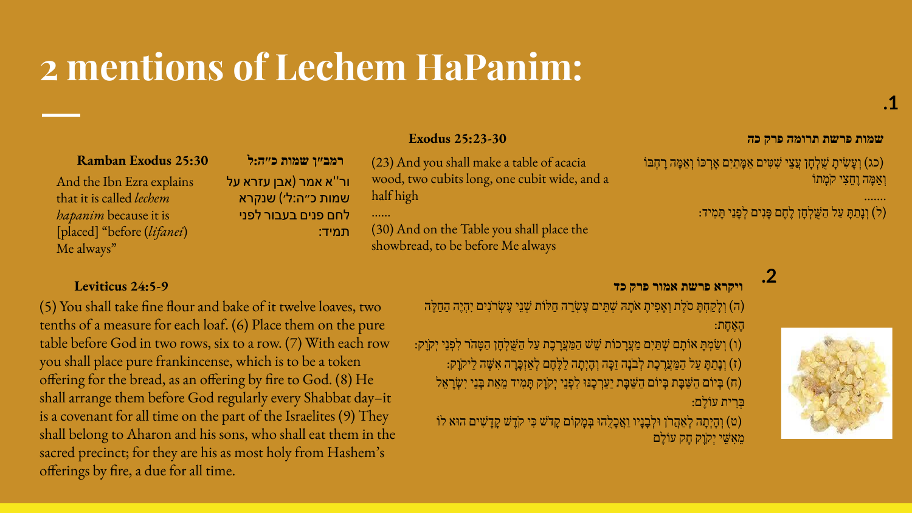# 2 mentions of Lechem HaPanim:

.1

**שמות פרשת תרומה פרק כה**

(כג) וְעָשִׂיתָ שֻׁלְחָן עֲצֵי שִׁטִּים אַמָּתַיִם אָרְכּוֹ וְאַמָּה רָחְבּוֹ וְאַמָּה וָחֵצִי קֹמָתוֹ

.......

(ל) וְנָתַתָּ עַל הַשֻּׁלְחָן לֶחֶם פָּנִים לְפָנַי תָּמִיד:

**Exodus 25:23-30**

(23) And you shall make a table of acacia wood, two cubits long, one cubit wide, and a half high

......

(30) And on the Table you shall place the showbread, to be before Me always

**רמב״ן שמות כ״ה:ל**

ור"א אמר (אבן עזרא על שמות כ״ה:ל׳) שנקרא לחם פנים בעבור לפני תמיד:

**Ramban Exodus 25:30**

And the Ibn Ezra explains that it is called *lechem hapanim* because it is [placed] "before (*lifanei*) Me always"

.2

**ויקרא פרשת אמור פרק כד**

(ה) וְלָקַחְתָּ סֹלֶת וְאָפִיתָ אֹתָהּ שְׁתֵּים עֶשְׂרֵה חַלּוֹת שְׁנֵי עֶשְׂרֹנִים יִהְיֶה הַחַלָּה הָאֶחָת:

(ו) וְשַׂמְתָּ אוֹתָם שְׁתַּיִם מַעֲרָכוֹת שֵׁשׁ הַמַּעֲרָכֶת עַל הַשֻּׁלְחָן הַטָּהֹר לִפְנֵי יְקֹוָק:

(ז) וְנָתַתָּ עַל הַמַּעֲרֶכֶת לְבֹנָה זַכָּה וְהָיְתָה לַלֶּחֶם לְאַזְכָּרָה אִשֶּׁה לַיקֹוָק:

(ח) בְּיוֹם הַשַּׁבָּת בְּיוֹם הַשַּׁבָּת יַעַרְכֶנּוּ לִפְנֵי יְקֹוָק תָּמִיד מֵאֵת בְּנֵי יִשְׂרָאֵל בְּרִית עוֹלָם:

(ט) וְהָיְתָה לְאַהֲרֹן וּלְבָנָיו וַאֲכָלֻהוּ בְּמָקוֹם קָדֹשׁ כִּי קֹדֶשׁ קָדָשִׁים הוּא לוֹ מֵאִשֵּׁי יְקֹוָק חָק עוֹלָם

**Leviticus 24:5-9**

(5) You shall take fine flour and bake of it twelve loaves, two tenths of a measure for each loaf. (6) Place them on the pure table before God in two rows, six to a row. (7) With each row you shall place pure frankincense, which is to be a token offering for the bread, as an offering by fire to God. (8) He shall arrange them before God regularly every Shabbat day–it is a covenant for all time on the part of the Israelites (9) They shall belong to Aharon and his sons, who shall eat them in the sacred precinct; for they are his as most holy from Hashem's offerings by fire, a due for all time.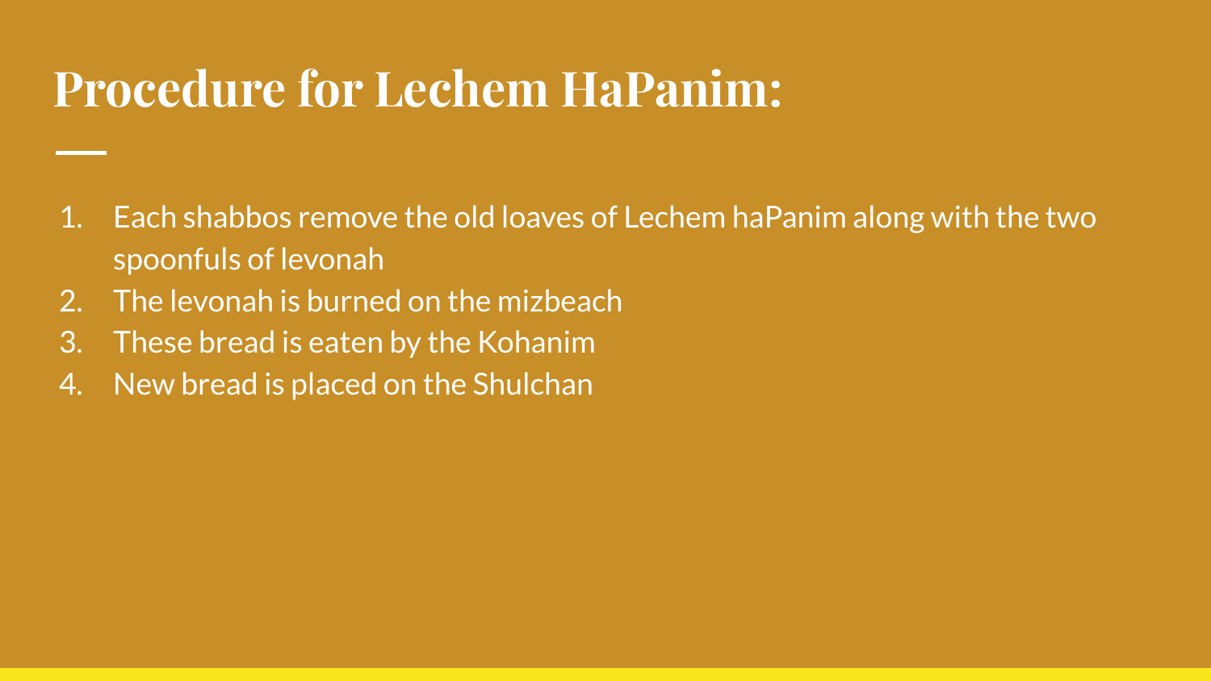# Procedure for Lechem HaPanim:

1. Each shabbos remove the old loaves of Lechem haPanim along with the two spoonfuls of levonah
2. The levonah is burned on the mizbeach
3. These bread is eaten by the Kohanim
4. New bread is placed on the Shulchan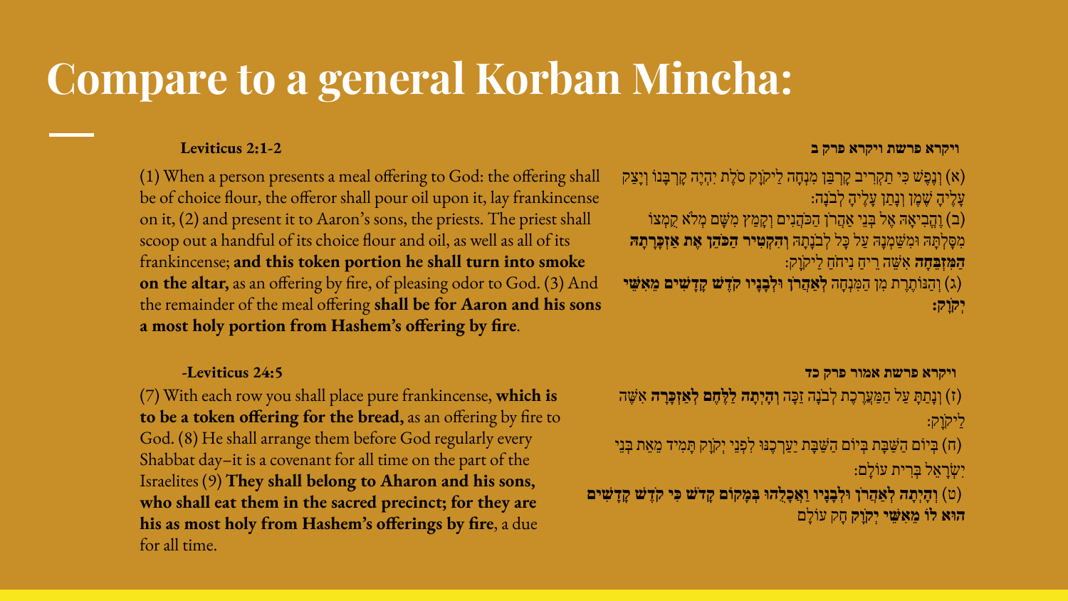# Compare to a general Korban Mincha:

**Leviticus 2:1-2**

(1) When a person presents a meal offering to God: the offering shall be of choice flour, the offeror shall pour oil upon it, lay frankincense on it, (2) and present it to Aaron's sons, the priests. The priest shall scoop out a handful of its choice flour and oil, as well as all of its frankincense; **and this token portion he shall turn into smoke on the altar,** as an offering by fire, of pleasing odor to God. (3) And the remainder of the meal offering **shall be for Aaron and his sons a most holy portion from Hashem's offering by fire**.

**ויקרא פרשת ויקרא פרק ב**

(א) וְנֶפֶשׁ כִּי תַקְרִיב קָרְבַּן מִנְחָה לַיקֹוָק סֹלֶת יִהְיֶה קָרְבָּנוֹ וְיָצַק עָלֶיהָ שֶׁמֶן וְנָתַן עָלֶיהָ לְבֹנָה:
(ב) וֶהֱבִיאָהּ אֶל בְּנֵי אַהֲרֹן הַכֹּהֲנִים וְקָמַץ מִשָּׁם מְלֹא קֻמְצוֹ מִסָּלְתָּהּ וּמִשַּׁמְנָהּ עַל כָּל לְבֹנָתָהּ **וְהִקְטִיר הַכֹּהֵן אֶת אַזְכָּרָתָהּ הַמִּזְבֵּחָה** אִשֵּׁה רֵיחַ נִיחֹחַ לַיקֹוָק:
(ג) וְהַנּוֹתֶרֶת מִן הַמִּנְחָה **לְאַהֲרֹן וּלְבָנָיו קֹדֶשׁ קָדָשִׁים מֵאִשֵּׁי יְקֹוָק:**

**-Leviticus 24:5**

(7) With each row you shall place pure frankincense, **which is to be a token offering for the bread,** as an offering by fire to God. (8) He shall arrange them before God regularly every Shabbat day–it is a covenant for all time on the part of the Israelites (9) **They shall belong to Aharon and his sons, who shall eat them in the sacred precinct; for they are his as most holy from Hashem's offerings by fire**, a due for all time.

**ויקרא פרשת אמור פרק כד**

(ז) וְנָתַתָּ עַל הַמַּעֲרֶכֶת לְבֹנָה זַכָּה **וְהָיְתָה לַלֶּחֶם לְאַזְכָּרָה** אִשֶּׁה לַיקֹוָק:
(ח) בְּיוֹם הַשַּׁבָּת בְּיוֹם הַשַּׁבָּת יַעַרְכֶנּוּ לִפְנֵי יְקֹוָק תָּמִיד מֵאֵת בְּנֵי יִשְׂרָאֵל בְּרִית עוֹלָם:
(ט) **וְהָיְתָה לְאַהֲרֹן וּלְבָנָיו וַאֲכָלֻהוּ בְּמָקוֹם קָדֹשׁ כִּי קֹדֶשׁ קָדָשִׁים הוּא לוֹ מֵאִשֵּׁי יְקֹוָק** חָק עוֹלָם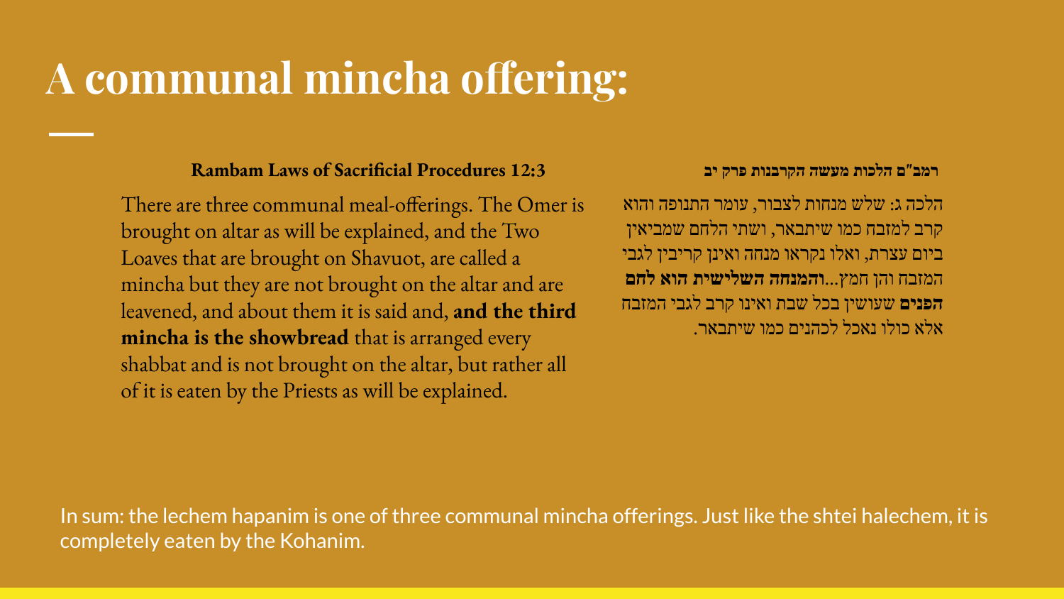# A communal mincha offering:

**Rambam Laws of Sacrificial Procedures 12:3**

There are three communal meal-offerings. The Omer is brought on altar as will be explained, and the Two Loaves that are brought on Shavuot, are called a mincha but they are not brought on the altar and are leavened, and about them it is said and, **and the third mincha is the showbread** that is arranged every shabbat and is not brought on the altar, but rather all of it is eaten by the Priests as will be explained.

**רמב"ם הלכות מעשה הקרבנות פרק יב**

הלכה ג: שלש מנחות לצבור, עומר התנופה והוא קרב למזבח כמו שיתבאר, ושתי הלחם שמביאין ביום עצרת, ואלו נקראו מנחה ואינן קריבין לגבי המזבח והן חמץ...**והמנחה השלישית הוא לחם הפנים** שעושין בכל שבת ואינו קרב לגבי המזבח אלא כולו נאכל לכהנים כמו שיתבאר.

In sum: the lechem hapanim is one of three communal mincha offerings. Just like the shtei halechem, it is completely eaten by the Kohanim.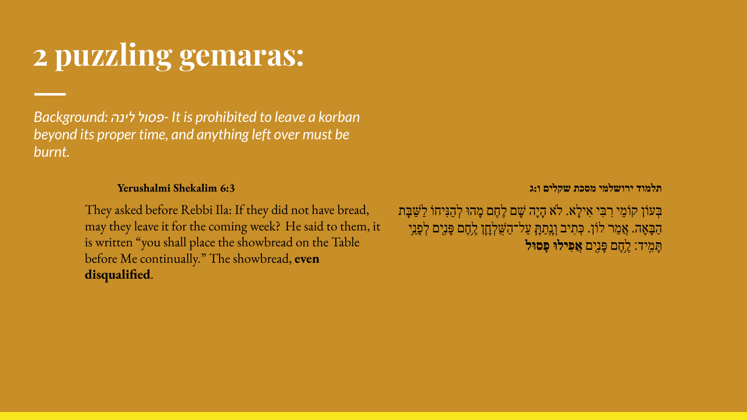# 2 puzzling gemaras:

*Background: פסול לינה- It is prohibited to leave a korban beyond its proper time, and anything left over must be burnt.*

**Yerushalmi Shekalim 6:3**

They asked before Rebbi Ila: If they did not have bread, may they leave it for the coming week? He said to them, it is written "you shall place the showbread on the Table before Me continually." The showbread, **even disqualified**.

**תלמוד ירושלמי מסכת שקלים ו:ג**

בְּעוֹן קוֹמֵי רִבִּי אִילָא. לֹא הָיָה שָׁם לֶחֶם מָהוּ לְהַנִּיחוֹ לַשַּׁבָּת הַבָּאָה. אֲמַר לוֹן. כְּתִיב וְנָתַתָּ עַל־הַשֻּׁלְחָן לֶחֶם פָּנִים לְפָנַי תָּמִיד: לֶחֶם פָּנִים **אֲפִילוּ פָסוּל**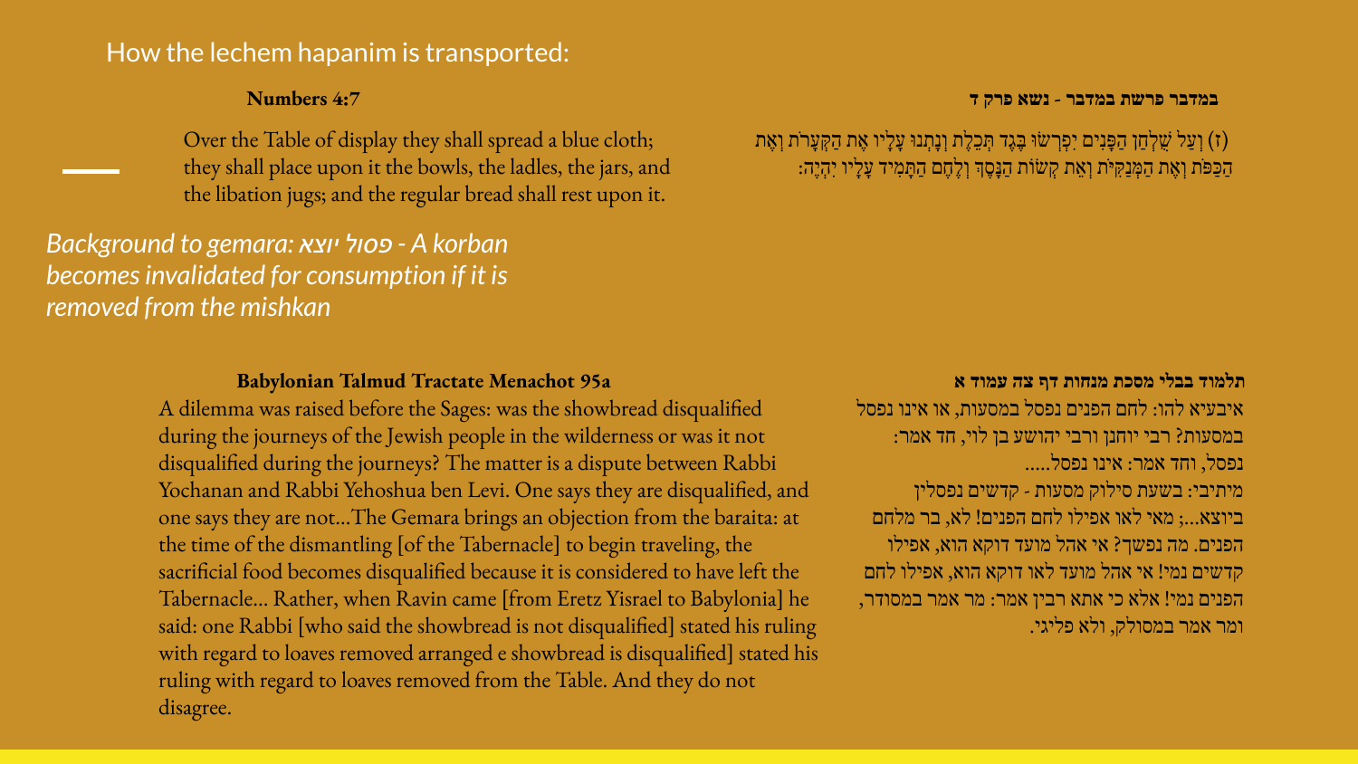## How the lechem hapanim is transported:

**Numbers 4:7**

Over the Table of display they shall spread a blue cloth; they shall place upon it the bowls, the ladles, the jars, and the libation jugs; and the regular bread shall rest upon it.

**במדבר פרשת במדבר - נשא פרק ד**

(ז) וְעַל שֻׁלְחַן הַפָּנִים יִפְרְשׂוּ בֶּגֶד תְּכֵלֶת וְנָתְנוּ עָלָיו אֶת הַקְּעָרֹת וְאֶת הַכַּפֹּת וְאֶת הַמְּנַקִּיֹּת וְאֵת קְשׂוֹת הַנָּסֶךְ וְלֶחֶם הַתָּמִיד עָלָיו יִהְיֶה:

*Background to gemara: פסול יוצא - A korban becomes invalidated for consumption if it is removed from the mishkan*

**Babylonian Talmud Tractate Menachot 95a**

A dilemma was raised before the Sages: was the showbread disqualified during the journeys of the Jewish people in the wilderness or was it not disqualified during the journeys? The matter is a dispute between Rabbi Yochanan and Rabbi Yehoshua ben Levi. One says they are disqualified, and one says they are not...The Gemara brings an objection from the baraita: at the time of the dismantling [of the Tabernacle] to begin traveling, the sacrificial food becomes disqualified because it is considered to have left the Tabernacle... Rather, when Ravin came [from Eretz Yisrael to Babylonia] he said: one Rabbi [who said the showbread is not disqualified] stated his ruling with regard to loaves removed arranged e showbread is disqualified] stated his ruling with regard to loaves removed from the Table. And they do not disagree.

**תלמוד בבלי מסכת מנחות דף צה עמוד א**

איבעיא להו: לחם הפנים נפסל במסעות, או אינו נפסל במסעות? רבי יוחנן ורבי יהושע בן לוי, חד אמר: נפסל, וחד אמר: אינו נפסל.....
מיתיבי: בשעת סילוק מסעות - קדשים נפסלין ביוצא...; מאי לאו אפילו לחם הפנים! לא, בר מלחם הפנים. מה נפשך? אי אהל מועד דוקא הוא, אפילו קדשים נמי! אי אהל מועד לאו דוקא הוא, אפילו לחם הפנים נמי! אלא כי אתא רבין אמר: מר אמר במסודר, ומר אמר במסולק, ולא פליגי.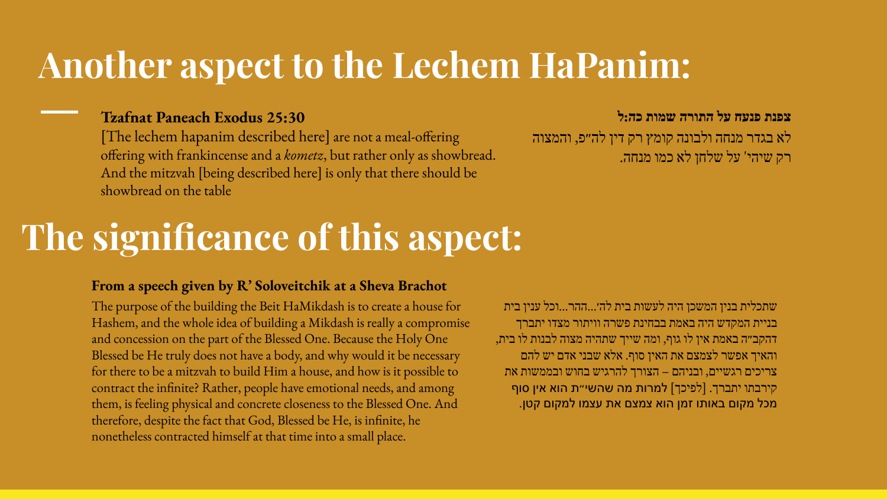# Another aspect to the Lechem HaPanim:

**Tzafnat Paneach Exodus 25:30**

[The lechem hapanim described here] are not a meal-offering offering with frankincense and a *kometz*, but rather only as showbread. And the mitzvah [being described here] is only that there should be showbread on the table

**צפנת פנעח על התורה שמות כה:ל**

לא בגדר מנחה ולבונה קומץ רק דין לה"פ, והמצוה רק שיהי' על שלחן לא כמו מנחה.

# The significance of this aspect:

**From a speech given by R' Soloveitchik at a Sheva Brachot**

The purpose of the building the Beit HaMikdash is to create a house for Hashem, and the whole idea of building a Mikdash is really a compromise and concession on the part of the Blessed One. Because the Holy One Blessed be He truly does not have a body, and why would it be necessary for there to be a mitzvah to build Him a house, and how is it possible to contract the infinite? Rather, people have emotional needs, and among them, is feeling physical and concrete closeness to the Blessed One. And therefore, despite the fact that God, Blessed be He, is infinite, he nonetheless contracted himself at that time into a small place.

שתכלית בנין המשכן היה לעשות בית לה'...ההר...וכל ענין בית בניית המקדש היה באמת בבחינת פשרה וויתור מצדו יתברך דהקב"ה באמת אין לו גוף, ומה שייך שתהיה מצוה לבנות לו בית, והאיך אפשר לצמצם את האין סוף. אלא שבני אדם יש להם צריכים רגשיים, ובניהם – הצורך להרגיש בחוש ובממשות את קירבתו יתברך. [לפיכך] למרות מה שהשי"ת הוא אין סוף מכל מקום באותו זמן הוא צמצם את עצמו למקום קטן.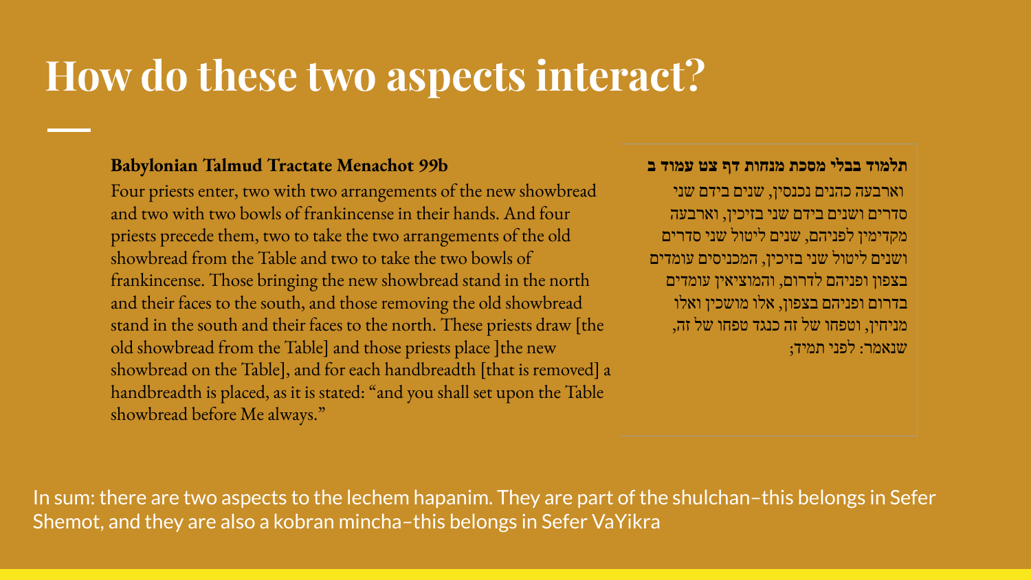# How do these two aspects interact?

**Babylonian Talmud Tractate Menachot 99b**

Four priests enter, two with two arrangements of the new showbread and two with two bowls of frankincense in their hands. And four priests precede them, two to take the two arrangements of the old showbread from the Table and two to take the two bowls of frankincense. Those bringing the new showbread stand in the north and their faces to the south, and those removing the old showbread stand in the south and their faces to the north. These priests draw [the old showbread from the Table] and those priests place ]the new showbread on the Table], and for each handbreadth [that is removed] a handbreadth is placed, as it is stated: "and you shall set upon the Table showbread before Me always."

**תלמוד בבלי מסכת מנחות דף צט עמוד ב**

וארבעה כהנים נכנסין, שנים בידם שני סדרים ושנים בידם שני בזיכין, וארבעה מקדימין לפניהם, שנים ליטול שני סדרים ושנים ליטול שני בזיכין, המכניסים עומדים בצפון ופניהם לדרום, והמוציאין עומדים בדרום ופניהם בצפון, אלו מושכין ואלו מניחין, וטפחו של זה כנגד טפחו של זה, שנאמר: לפני תמיד;

In sum: there are two aspects to the lechem hapanim. They are part of the shulchan–this belongs in Sefer Shemot, and they are also a kobran mincha–this belongs in Sefer VaYikra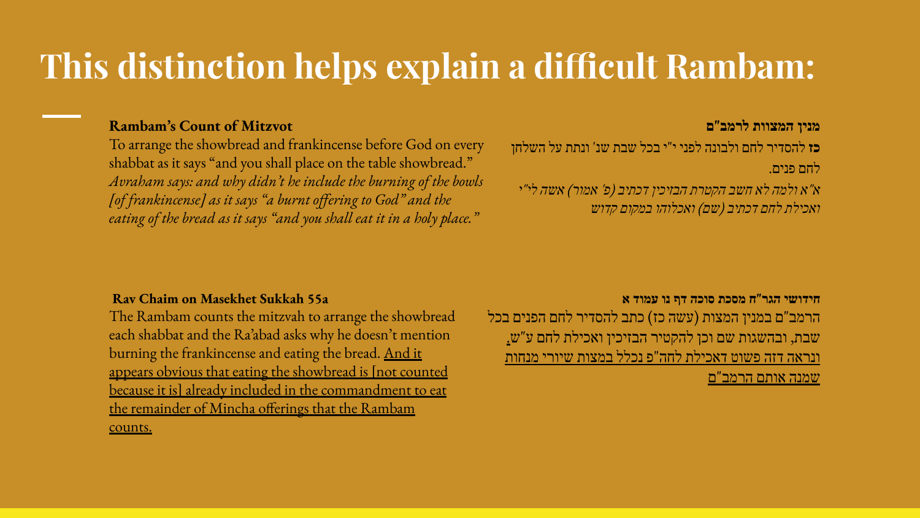# This distinction helps explain a difficult Rambam:

**Rambam's Count of Mitzvot**

To arrange the showbread and frankincense before God on every shabbat as it says "and you shall place on the table showbread."

*Avraham says: and why didn't he include the burning of the bowls [of frankincense] as it says "a burnt offering to God" and the eating of the bread as it says "and you shall eat it in a holy place."*

**מנין המצוות לרמב"ם**

**כז** להסדיר לחם ולבונה לפני י"י בכל שבת שנ' ונתת על השלחן לחם פנים.

*א"א ולמה לא חשב הקטרת הבזיכין דכתיב (פ' אמור) אשה לי"י ואכילת לחם דכתיב (שם) ואכלוהו במקום קדוש*

**Rav Chaim on Masekhet Sukkah 55a**

The Rambam counts the mitzvah to arrange the showbread each shabbat and the Ra'abad asks why he doesn't mention burning the frankincense and eating the bread. <u>And it appears obvious that eating the showbread is [not counted because it is] already included in the commandment to eat the remainder of Mincha offerings that the Rambam counts.</u>

**חידושי הגר"ח מסכת סוכה דף נו עמוד א**

הרמב"ם במנין המצות (עשה כז) כתב להסדיר לחם הפנים בכל שבת, ובהשגות שם וכן להקטיר הבזיכין ואכילת לחם ע"ש. <u>ונראה דזה פשוט דאכילת לחה"פ נכלל במצות שיורי מנחות שמנה אותם הרמב"ם</u>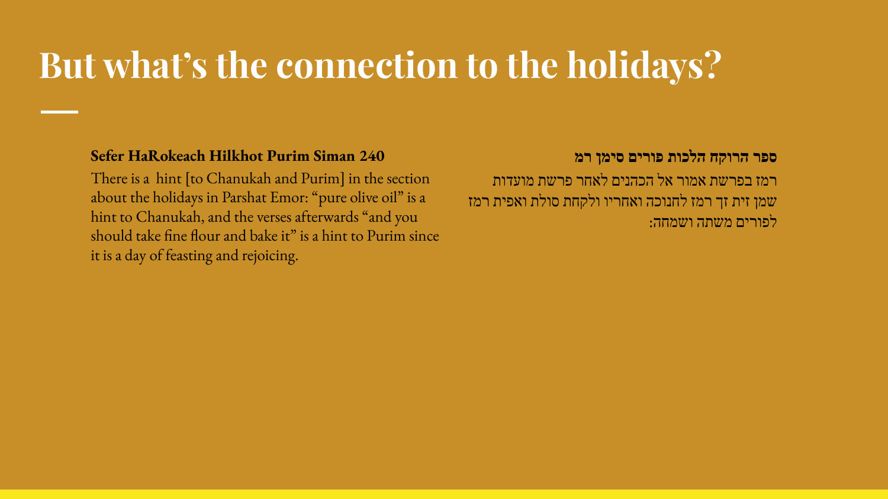# But what's the connection to the holidays?

**ספר הרוקח הלכות פורים סימן רמ**

רמז בפרשת אמור אל הכהנים לאחר פרשת מועדות שמן זית זך רמז לחנוכה ואחריו ולקחת סולת ואפית רמז לפורים משתה ושמחה:

**Sefer HaRokeach Hilkhot Purim Siman 240**

There is a hint [to Chanukah and Purim] in the section about the holidays in Parshat Emor: "pure olive oil" is a hint to Chanukah, and the verses afterwards "and you should take fine flour and bake it" is a hint to Purim since it is a day of feasting and rejoicing.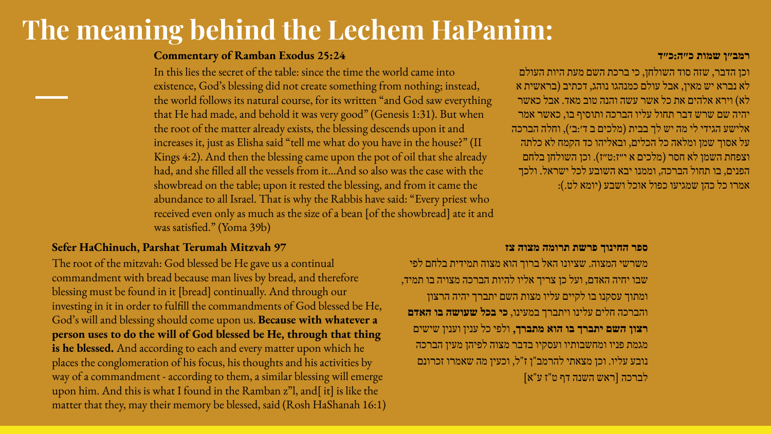# The meaning behind the Lechem HaPanim:

**Commentary of Ramban Exodus 25:24**

In this lies the secret of the table: since the time the world came into existence, God's blessing did not create something from nothing; instead, the world follows its natural course, for its written "and God saw everything that He had made, and behold it was very good" (Genesis 1:31). But when the root of the matter already exists, the blessing descends upon it and increases it, just as Elisha said "tell me what do you have in the house?" (II Kings 4:2). And then the blessing came upon the pot of oil that she already had, and she filled all the vessels from it...And so also was the case with the showbread on the table; upon it rested the blessing, and from it came the abundance to all Israel. That is why the Rabbis have said: "Every priest who received even only as much as the size of a bean [of the showbread] ate it and was satisfied." (Yoma 39b)

**רמב"ן שמות כ"ה:כ"ד**

וכן הדבר, שזה סוד השולחן, כי ברכת השם מעת היות העולם לא נברא יש מאין, אבל עולם כמנהגו נוהג, דכתיב (בראשית א לא) וירא אלהים את כל אשר עשה והנה טוב מאד. אבל כאשר יהיה שם שרש דבר תחול עליו הברכה ותוסיף בו, כאשר אמר אלישע הגידי לי מה יש לך בבית (מלכים ב ד׳:ב׳), וחלה הברכה על אסוך שמן ומלאה כל הכלים, ובאליהו כד הקמח לא כלתה וצפחת השמן לא חסר (מלכים א י״ז:ט״ז). וכן השולחן בלחם הפנים, בו תחול הברכה, וממנו יבא השובע לכל ישראל. ולכך אמרו כל כהן שמגיעו כפול אוכל ושבע (יומא לט.):

**Sefer HaChinuch, Parshat Terumah Mitzvah 97**

The root of the mitzvah: God blessed be He gave us a continual commandment with bread because man lives by bread, and therefore blessing must be found in it [bread] continually. And through our investing in it in order to fulfill the commandments of God blessed be He, God's will and blessing should come upon us. **Because with whatever a person uses to do the will of God blessed be He, through that thing is he blessed.** And according to each and every matter upon which he places the conglomeration of his focus, his thoughts and his activities by way of a commandment - according to them, a similar blessing will emerge upon him. And this is what I found in the Ramban z"l, and[ it] is like the matter that they, may their memory be blessed, said (Rosh HaShanah 16:1)

**ספר החינוך פרשת תרומה מצוה צז**

משרשי המצוה. שציונו האל ברוך הוא מצוה תמידית בלחם לפי שבו יחיה האדם, ועל כן צריך אליו להיות הברכה מצויה בו תמיד, ומתוך עסקנו בו לקיים עליו מצות השם יתברך יהיה הרצון והברכה חלים עלינו ויתברך במעינו, **כי בכל שעושה בו האדם רצון השם יתברך בו הוא מתברך,** ולפי כל ענין וענין שישים מגמת פניו ומחשבותיו ועסקיו בדבר מצוה לפיהן מעין הברכה נובע עליו. וכן מצאתי להרמב"ן ז"ל, וכעין מה שאמרו זכרונם לברכה [ראש השנה דף ט"ז ע"א]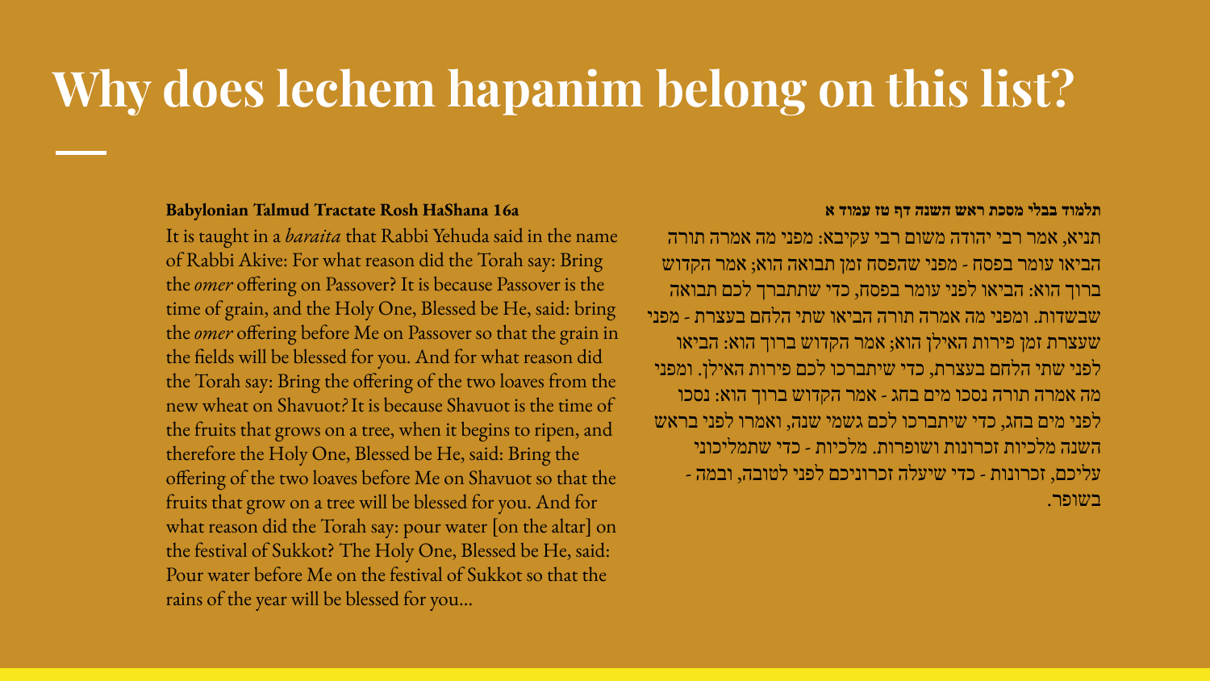# Why does lechem hapanim belong on this list?

**Babylonian Talmud Tractate Rosh HaShana 16a**

It is taught in a *baraita* that Rabbi Yehuda said in the name of Rabbi Akive: For what reason did the Torah say: Bring the *omer* offering on Passover? It is because Passover is the time of grain, and the Holy One, Blessed be He, said: bring the *omer* offering before Me on Passover so that the grain in the fields will be blessed for you. And for what reason did the Torah say: Bring the offering of the two loaves from the new wheat on Shavuot? It is because Shavuot is the time of the fruits that grows on a tree, when it begins to ripen, and therefore the Holy One, Blessed be He, said: Bring the offering of the two loaves before Me on Shavuot so that the fruits that grow on a tree will be blessed for you. And for what reason did the Torah say: pour water [on the altar] on the festival of Sukkot? The Holy One, Blessed be He, said: Pour water before Me on the festival of Sukkot so that the rains of the year will be blessed for you...

**תלמוד בבלי מסכת ראש השנה דף טז עמוד א**

תניא, אמר רבי יהודה משום רבי עקיבא: מפני מה אמרה תורה הביאו עומר בפסח - מפני שהפסח זמן תבואה הוא; אמר הקדוש ברוך הוא: הביאו לפני עומר בפסח, כדי שתתברך לכם תבואה שבשדות. ומפני מה אמרה תורה הביאו שתי הלחם בעצרת - מפני שעצרת זמן פירות האילן הוא; אמר הקדוש ברוך הוא: הביאו לפני שתי הלחם בעצרת, כדי שיתברכו לכם פירות האילן. ומפני מה אמרה תורה נסכו מים בחג - אמר הקדוש ברוך הוא: נסכו לפני מים בחג, כדי שיתברכו לכם גשמי שנה, ואמרו לפני בראש השנה מלכיות זכרונות ושופרות. מלכיות - כדי שתמליכוני עליכם, זכרונות - כדי שיעלה זכרוניכם לפני לטובה, ובמה - בשופר.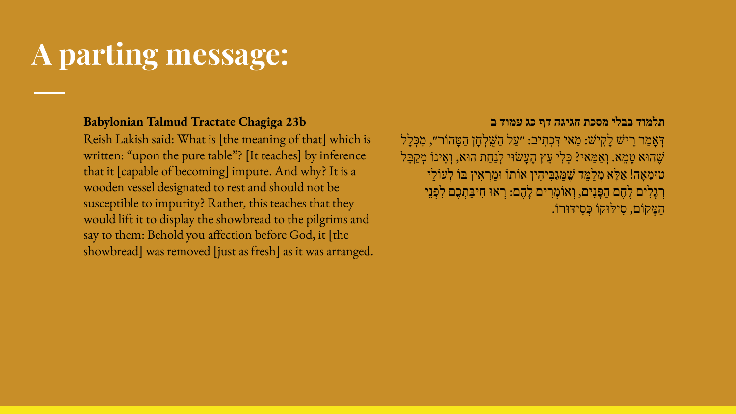# A parting message:

**Babylonian Talmud Tractate Chagiga 23b**

Reish Lakish said: What is [the meaning of that] which is written: "upon the pure table"? [It teaches] by inference that it [capable of becoming] impure. And why? It is a wooden vessel designated to rest and should not be susceptible to impurity? Rather, this teaches that they would lift it to display the showbread to the pilgrims and say to them: Behold you affection before God, it [the showbread] was removed [just as fresh] as it was arranged.

**תלמוד בבלי מסכת חגיגה דף כג עמוד ב**

דְּאָמַר רֵישׁ לָקִישׁ: מַאי דִּכְתִיב: ״עַל הַשֻּׁלְחָן הַטָּהוֹר״, מִכְּלָל שֶׁהוּא טָמֵא. וְאַמַּאי? כְּלִי עֵץ הֶעָשׂוּי לְנַחַת הוּא, וְאֵינוֹ מְקַבֵּל טוּמְאָה! אֶלָּא מְלַמֵּד שֶׁמַּגְבִּיהִין אוֹתוֹ וּמַרְאִין בּוֹ לְעוֹלֵי רְגָלִים לֶחֶם הַפָּנִים, וְאוֹמְרִים לָהֶם: רְאוּ חִיבַּתְכֶם לִפְנֵי הַמָּקוֹם, סִילּוּקוֹ כְּסִידּוּרוֹ.